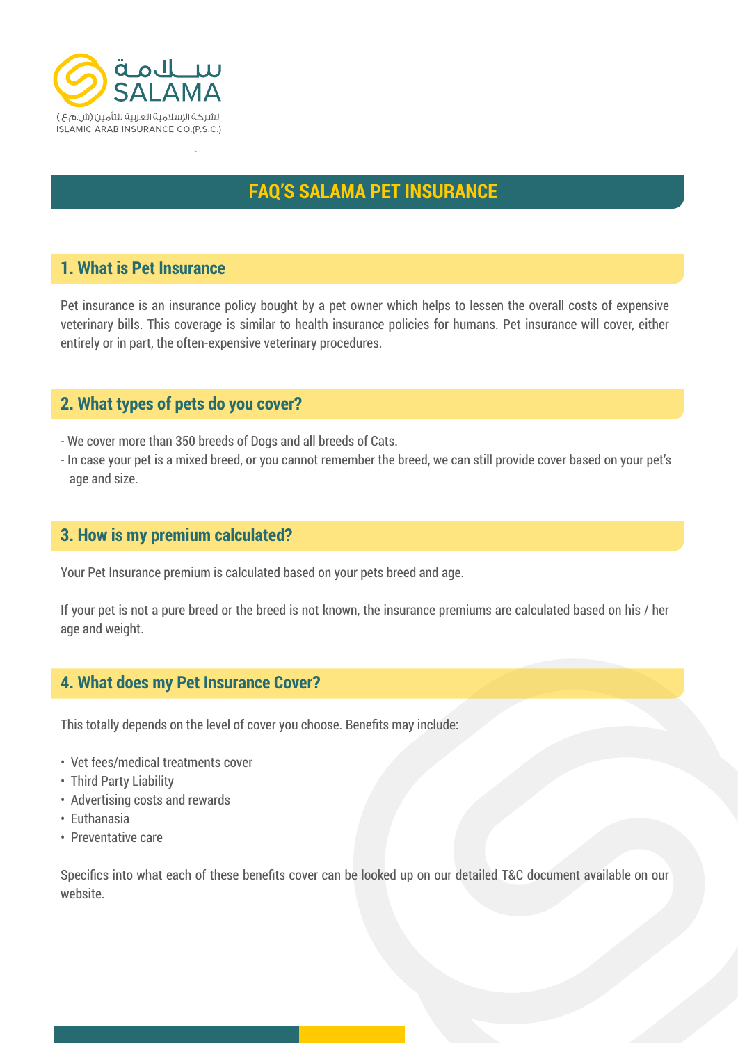# FAQ'S SALAMA PET INSURANCE

## 1. What is Pet Insurance

Pet insurance is an insurance policy bought by a pet owner which helps to lessen the overall costs of expensive veterinary bills. This coverage is similar to health insurance policies for humans. Pet insurance will cover, either entirely or in part, the often-expensive veterinary procedures.

## 2. What types of pets do you cover?

- We cover more than 350 breeds of Dogs and all breeds of Cats.
- In case your pet is a mixed breed, or you cannot remember the breed, we can still provide cover based on your pet's age and size.

## 3. How is my premium calculated?

Your Pet Insurance premium is calculated based on your pets breed and age.

If your pet is not a pure breed or the breed is not known, the insurance premiums are calculated based on his / her age and weight.

## 4. What does my Pet Insurance Cover?

This totally depends on the level of cover you choose. Benefits may include:

- Vet fees/medical treatments cover
- Third Party Liability
- Advertising costs and rewards
- Euthanasia
- Preventative care

Specifics into what each of these benefits cover can be looked up on our detailed T&C document available on our website.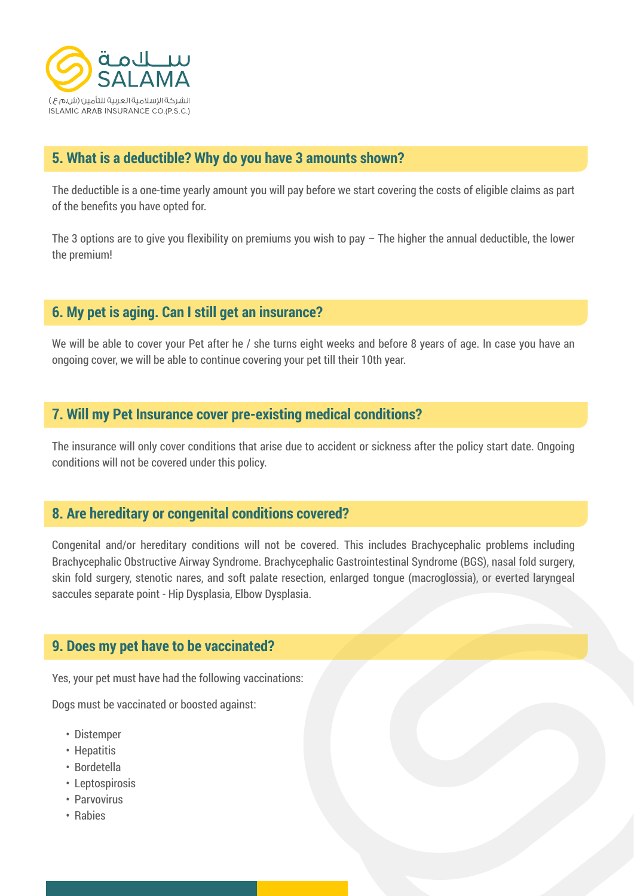## 5. What is a deductible? Why do you have 3 amounts shown?

The deductible is a one-time yearly amount you will pay before we start covering the costs of eligible claims as part of the benefits you have opted for.

The 3 options are to give you flexibility on premiums you wish to pay – The higher the annual deductible, the lower the premium!

## 6. My pet is aging. Can I still get an insurance?

We will be able to cover your Pet after he / she turns eight weeks and before 8 years of age. In case you have an ongoing cover, we will be able to continue covering your pet till their 10th year.

## 7. Will my Pet Insurance cover pre-existing medical conditions?

The insurance will only cover conditions that arise due to accident or sickness after the policy start date. Ongoing conditions will not be covered under this policy.

## 8. Are hereditary or congenital conditions covered?

Congenital and/or hereditary conditions will not be covered. This includes Brachycephalic problems including Brachycephalic Obstructive Airway Syndrome. Brachycephalic Gastrointestinal Syndrome (BGS), nasal fold surgery, skin fold surgery, stenotic nares, and soft palate resection, enlarged tongue (macroglossia), or everted laryngeal saccules separate point - Hip Dysplasia, Elbow Dysplasia.

## 9. Does my pet have to be vaccinated?

Yes, your pet must have had the following vaccinations:

Dogs must be vaccinated or boosted against:

- Distemper
- Hepatitis
- Bordetella
- Leptospirosis
- Parvovirus
- Rabies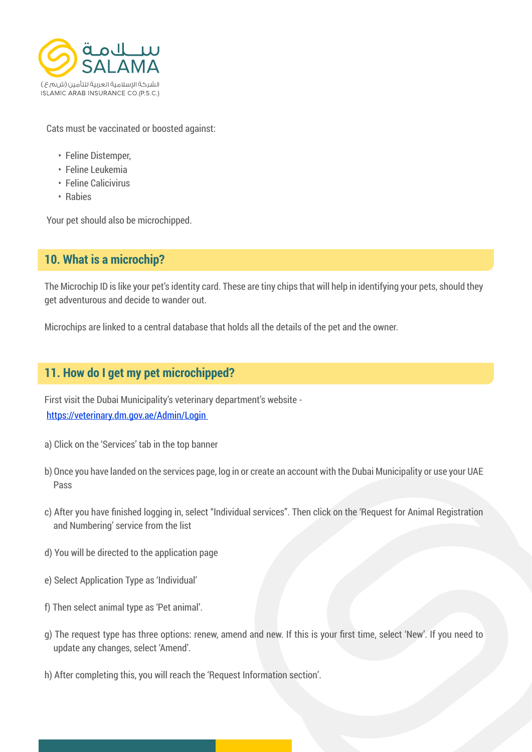Cats must be vaccinated or boosted against:

- Feline Distemper,
- Feline Leukemia
- Feline Calicivirus
- Rabies

Your pet should also be microchipped.

## 10. What is a microchip?

The Microchip ID is like your pet's identity card. These are tiny chips that will help in identifying your pets, should they get adventurous and decide to wander out.

Microchips are linked to a central database that holds all the details of the pet and the owner.

## 11. How do I get my pet microchipped?

First visit the Dubai Municipality's veterinary department's website - [https://veterinary.dm.gov.ae/Admin/Login](https://veterinary.dm.gov.ae/Admin/Login)

a) Click on the 'Services' tab in the top banner

b) Once you have landed on the services page, log in or create an account with the Dubai Municipality or use your UAE Pass

c) After you have finished logging in, select "Individual services". Then click on the 'Request for Animal Registration and Numbering' service from the list

d) You will be directed to the application page

e) Select Application Type as 'Individual'

f) Then select animal type as 'Pet animal'.

g) The request type has three options: renew, amend and new. If this is your first time, select 'New'. If you need to update any changes, select 'Amend'.

h) After completing this, you will reach the 'Request Information section'.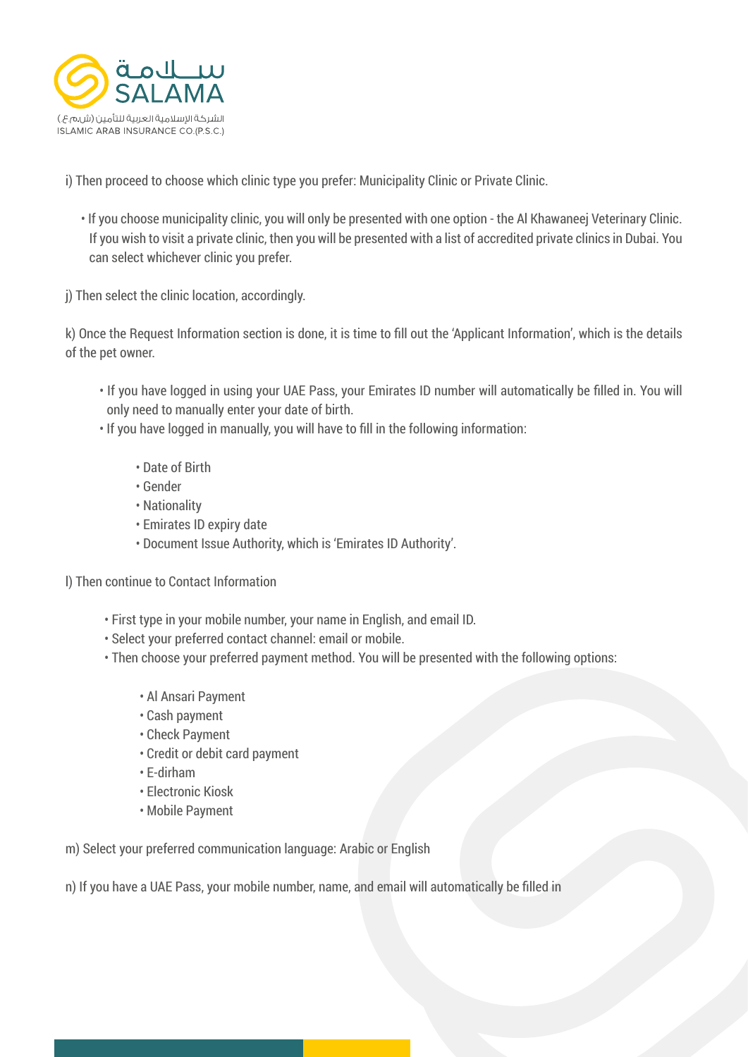i) Then proceed to choose which clinic type you prefer: Municipality Clinic or Private Clinic.

- If you choose municipality clinic, you will only be presented with one option - the Al Khawaneej Veterinary Clinic. If you wish to visit a private clinic, then you will be presented with a list of accredited private clinics in Dubai. You can select whichever clinic you prefer.

j) Then select the clinic location, accordingly.

k) Once the Request Information section is done, it is time to fill out the 'Applicant Information', which is the details of the pet owner.

- If you have logged in using your UAE Pass, your Emirates ID number will automatically be filled in. You will only need to manually enter your date of birth.
- If you have logged in manually, you will have to fill in the following information:
    - Date of Birth
    - Gender
    - Nationality
    - Emirates ID expiry date
    - Document Issue Authority, which is 'Emirates ID Authority'.

l) Then continue to Contact Information

- First type in your mobile number, your name in English, and email ID.
- Select your preferred contact channel: email or mobile.
- Then choose your preferred payment method. You will be presented with the following options:
    - Al Ansari Payment
    - Cash payment
    - Check Payment
    - Credit or debit card payment
    - E-dirham
    - Electronic Kiosk
    - Mobile Payment

m) Select your preferred communication language: Arabic or English

n) If you have a UAE Pass, your mobile number, name, and email will automatically be filled in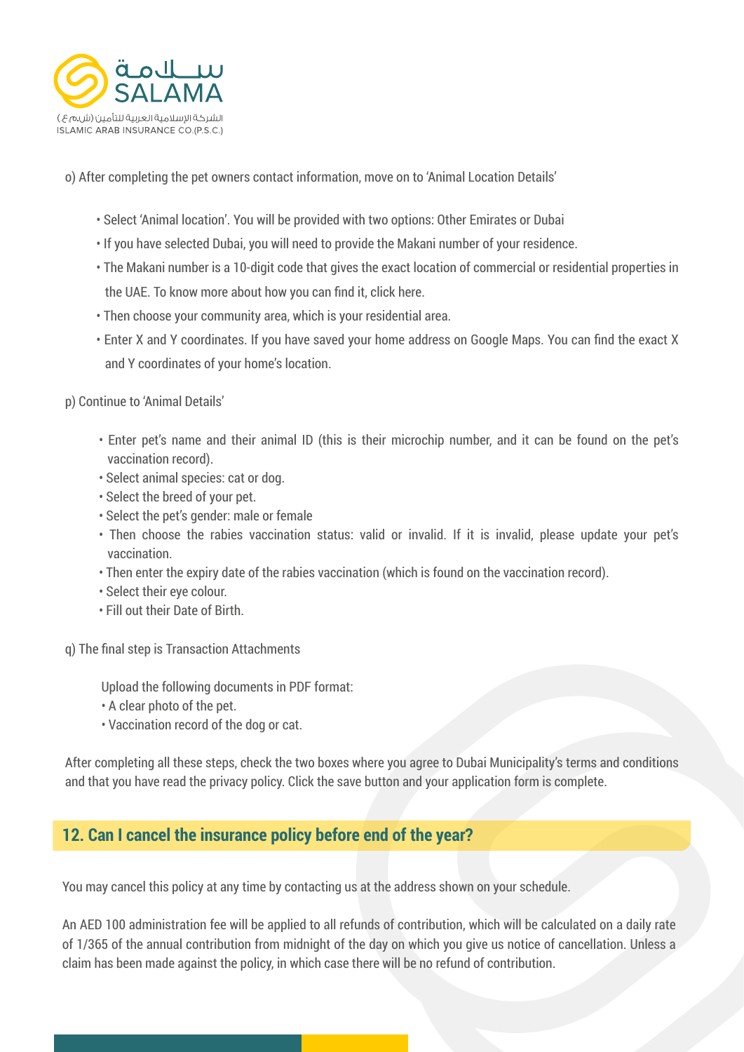o) After completing the pet owners contact information, move on to 'Animal Location Details'

- Select 'Animal location'. You will be provided with two options: Other Emirates or Dubai
- If you have selected Dubai, you will need to provide the Makani number of your residence.
- The Makani number is a 10-digit code that gives the exact location of commercial or residential properties in the UAE. To know more about how you can find it, click here.
- Then choose your community area, which is your residential area.
- Enter X and Y coordinates. If you have saved your home address on Google Maps. You can find the exact X and Y coordinates of your home's location.

p) Continue to 'Animal Details'

- Enter pet's name and their animal ID (this is their microchip number, and it can be found on the pet's vaccination record).
- Select animal species: cat or dog.
- Select the breed of your pet.
- Select the pet's gender: male or female
- Then choose the rabies vaccination status: valid or invalid. If it is invalid, please update your pet's vaccination.
- Then enter the expiry date of the rabies vaccination (which is found on the vaccination record).
- Select their eye colour.
- Fill out their Date of Birth.

q) The final step is Transaction Attachments

Upload the following documents in PDF format:

- A clear photo of the pet.
- Vaccination record of the dog or cat.

After completing all these steps, check the two boxes where you agree to Dubai Municipality's terms and conditions and that you have read the privacy policy. Click the save button and your application form is complete.

## 12. Can I cancel the insurance policy before end of the year?

You may cancel this policy at any time by contacting us at the address shown on your schedule.

An AED 100 administration fee will be applied to all refunds of contribution, which will be calculated on a daily rate of 1/365 of the annual contribution from midnight of the day on which you give us notice of cancellation. Unless a claim has been made against the policy, in which case there will be no refund of contribution.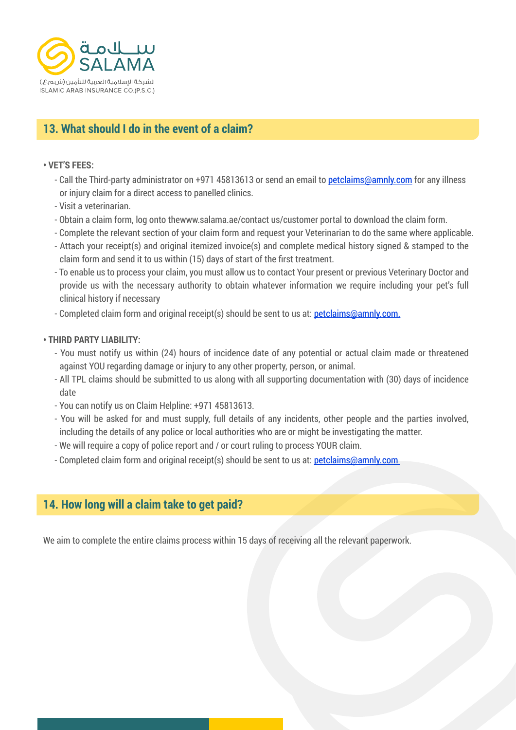## 13. What should I do in the event of a claim?

- **VET'S FEES:**
  - Call the Third-party administrator on +971 45813613 or send an email to petclaims@amnly.com for any illness or injury claim for a direct access to panelled clinics.
  - Visit a veterinarian.
  - Obtain a claim form, log onto thewww.salama.ae/contact us/customer portal to download the claim form.
  - Complete the relevant section of your claim form and request your Veterinarian to do the same where applicable.
  - Attach your receipt(s) and original itemized invoice(s) and complete medical history signed & stamped to the claim form and send it to us within (15) days of start of the first treatment.
  - To enable us to process your claim, you must allow us to contact Your present or previous Veterinary Doctor and provide us with the necessary authority to obtain whatever information we require including your pet's full clinical history if necessary
  - Completed claim form and original receipt(s) should be sent to us at: petclaims@amnly.com.

- **THIRD PARTY LIABILITY:**
  - You must notify us within (24) hours of incidence date of any potential or actual claim made or threatened against YOU regarding damage or injury to any other property, person, or animal.
  - All TPL claims should be submitted to us along with all supporting documentation with (30) days of incidence date
  - You can notify us on Claim Helpline: +971 45813613.
  - You will be asked for and must supply, full details of any incidents, other people and the parties involved, including the details of any police or local authorities who are or might be investigating the matter.
  - We will require a copy of police report and / or court ruling to process YOUR claim.
  - Completed claim form and original receipt(s) should be sent to us at: petclaims@amnly.com

## 14. How long will a claim take to get paid?

We aim to complete the entire claims process within 15 days of receiving all the relevant paperwork.